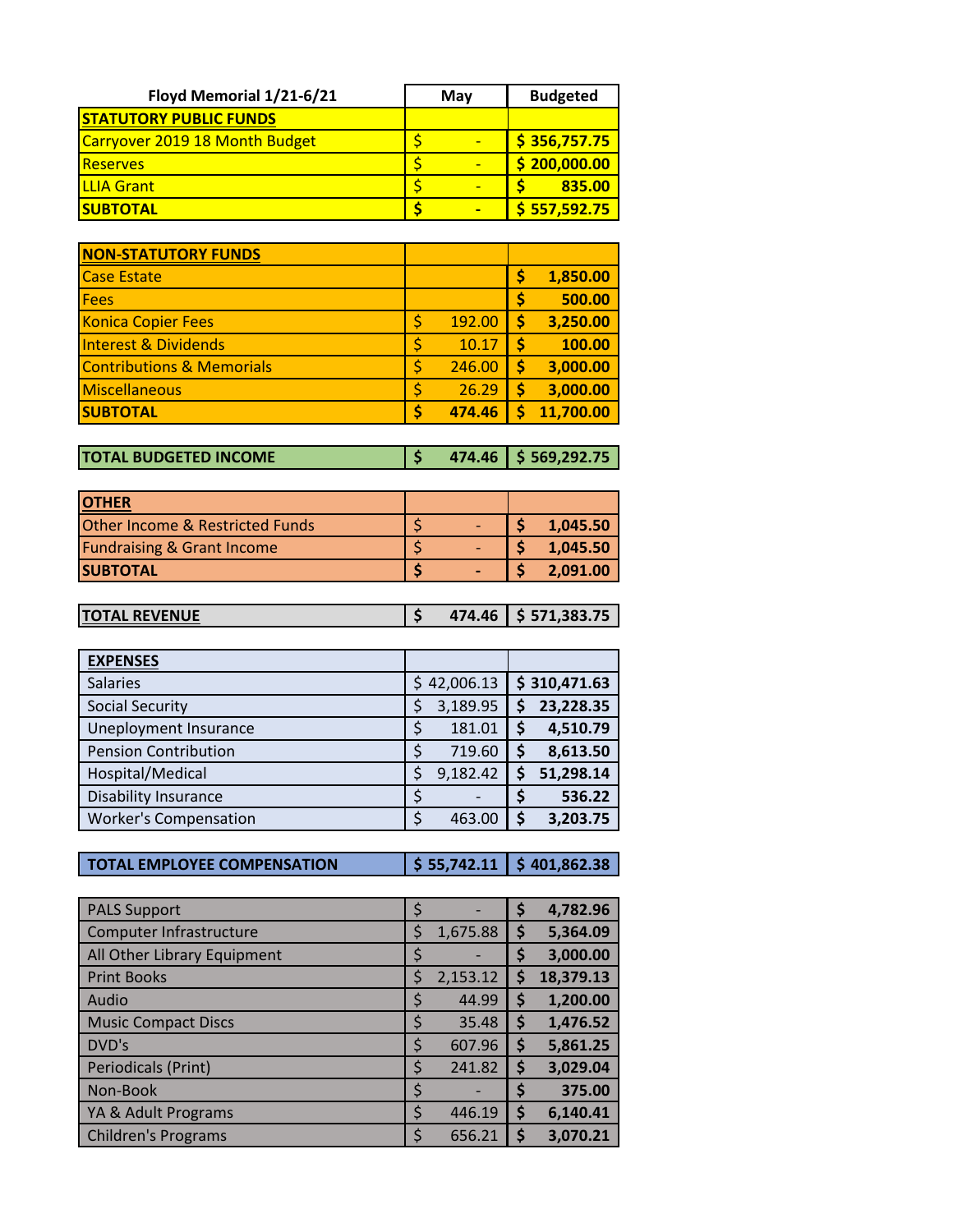| Floyd Memorial 1/21-6/21 | May | Budgeted |
|---|---|---|
| **STATUTORY PUBLIC FUNDS** | | |
| Carryover 2019 18 Month Budget | $ - | $ 356,757.75 |
| Reserves | $ - | $ 200,000.00 |
| LLIA Grant | $ - | $ 835.00 |
| **SUBTOTAL** | **$ -** | **$ 557,592.75** |
| | | |
| **NON-STATUTORY FUNDS** | | |
| Case Estate | | $ 1,850.00 |
| Fees | | $ 500.00 |
| Konica Copier Fees | $ 192.00 | $ 3,250.00 |
| Interest & Dividends | $ 10.17 | $ 100.00 |
| Contributions & Memorials | $ 246.00 | $ 3,000.00 |
| Miscellaneous | $ 26.29 | $ 3,000.00 |
| **SUBTOTAL** | **$ 474.46** | **$ 11,700.00** |
| | | |
| **TOTAL BUDGETED INCOME** | **$ 474.46** | **$ 569,292.75** |
| | | |
| **OTHER** | | |
| Other Income & Restricted Funds | $ - | $ 1,045.50 |
| Fundraising & Grant Income | $ - | $ 1,045.50 |
| **SUBTOTAL** | **$ -** | **$ 2,091.00** |
| | | |
| **TOTAL REVENUE** | **$ 474.46** | **$ 571,383.75** |
| | | |
| **EXPENSES** | | |
| Salaries | $ 42,006.13 | $ 310,471.63 |
| Social Security | $ 3,189.95 | $ 23,228.35 |
| Uneployment Insurance | $ 181.01 | $ 4,510.79 |
| Pension Contribution | $ 719.60 | $ 8,613.50 |
| Hospital/Medical | $ 9,182.42 | $ 51,298.14 |
| Disability Insurance | $ - | $ 536.22 |
| Worker's Compensation | $ 463.00 | $ 3,203.75 |
| | | |
| **TOTAL EMPLOYEE COMPENSATION** | **$ 55,742.11** | **$ 401,862.38** |
| | | |
| PALS Support | $ - | $ 4,782.96 |
| Computer Infrastructure | $ 1,675.88 | $ 5,364.09 |
| All Other Library Equipment | $ - | $ 3,000.00 |
| Print Books | $ 2,153.12 | $ 18,379.13 |
| Audio | $ 44.99 | $ 1,200.00 |
| Music Compact Discs | $ 35.48 | $ 1,476.52 |
| DVD's | $ 607.96 | $ 5,861.25 |
| Periodicals (Print) | $ 241.82 | $ 3,029.04 |
| Non-Book | $ - | $ 375.00 |
| YA & Adult Programs | $ 446.19 | $ 6,140.41 |
| Children's Programs | $ 656.21 | $ 3,070.21 |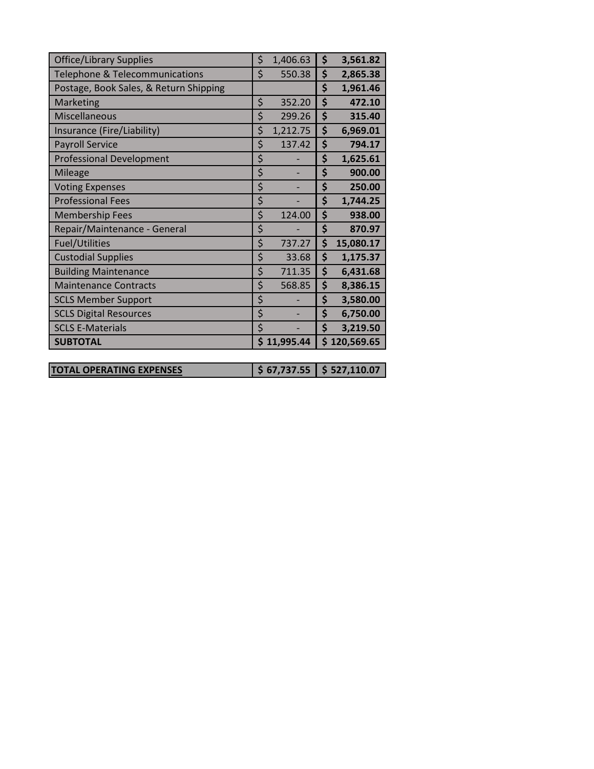| | | |
|---|---|---|
| Office/Library Supplies | $ 1,406.63 | **$ 3,561.82** |
| Telephone & Telecommunications | $ 550.38 | **$ 2,865.38** |
| Postage, Book Sales, & Return Shipping | | **$ 1,961.46** |
| Marketing | $ 352.20 | **$ 472.10** |
| Miscellaneous | $ 299.26 | **$ 315.40** |
| Insurance (Fire/Liability) | $ 1,212.75 | **$ 6,969.01** |
| Payroll Service | $ 137.42 | **$ 794.17** |
| Professional Development | $ - | **$ 1,625.61** |
| Mileage | $ - | **$ 900.00** |
| Voting Expenses | $ - | **$ 250.00** |
| Professional Fees | $ - | **$ 1,744.25** |
| Membership Fees | $ 124.00 | **$ 938.00** |
| Repair/Maintenance - General | $ - | **$ 870.97** |
| Fuel/Utilities | $ 737.27 | **$ 15,080.17** |
| Custodial Supplies | $ 33.68 | **$ 1,175.37** |
| Building Maintenance | $ 711.35 | **$ 6,431.68** |
| Maintenance Contracts | $ 568.85 | **$ 8,386.15** |
| SCLS Member Support | $ - | **$ 3,580.00** |
| SCLS Digital Resources | $ - | **$ 6,750.00** |
| SCLS E-Materials | $ - | **$ 3,219.50** |
| **SUBTOTAL** | **$ 11,995.44** | **$ 120,569.65** |

| | | |
|---|---|---|
| **TOTAL OPERATING EXPENSES** | **$ 67,737.55** | **$ 527,110.07** |